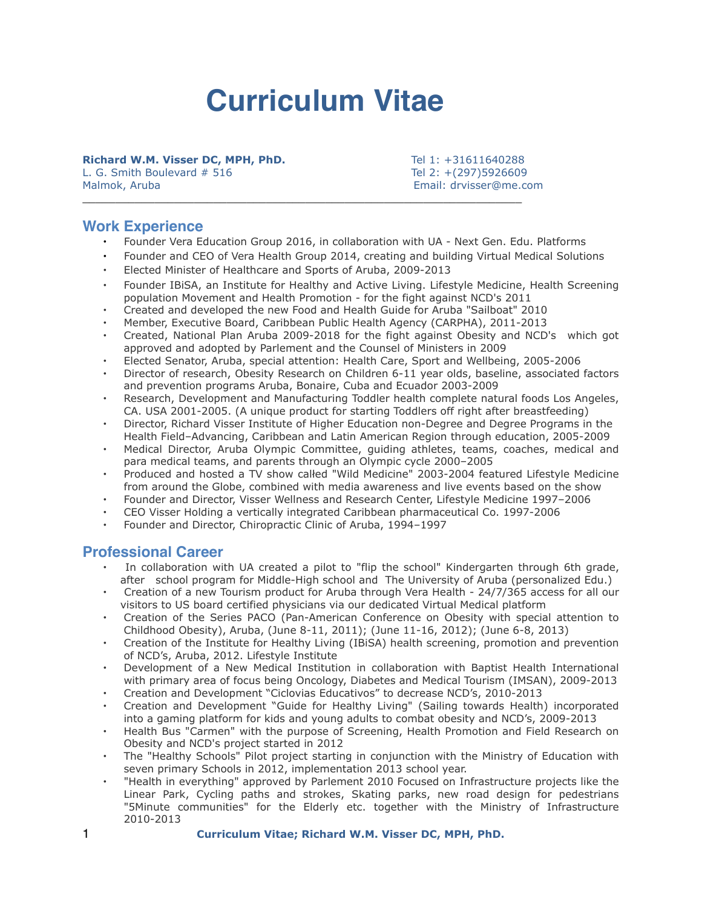# Curriculum Vitae

**Richard W.M. Visser DC, MPH, PhD.**
L. G. Smith Boulevard # 516
Malmok, Aruba

Tel 1: +31611640288
Tel 2: +(297)5926609
Email: drvisser@me.com

---

## Work Experience

- Founder Vera Education Group 2016, in collaboration with UA - Next Gen. Edu. Platforms
- Founder and CEO of Vera Health Group 2014, creating and building Virtual Medical Solutions
- Elected Minister of Healthcare and Sports of Aruba, 2009-2013
- Founder IBiSA, an Institute for Healthy and Active Living. Lifestyle Medicine, Health Screening population Movement and Health Promotion - for the fight against NCD's 2011
- Created and developed the new Food and Health Guide for Aruba "Sailboat" 2010
- Member, Executive Board, Caribbean Public Health Agency (CARPHA), 2011-2013
- Created, National Plan Aruba 2009-2018 for the fight against Obesity and NCD's which got approved and adopted by Parlement and the Counsel of Ministers in 2009
- Elected Senator, Aruba, special attention: Health Care, Sport and Wellbeing, 2005-2006
- Director of research, Obesity Research on Children 6-11 year olds, baseline, associated factors and prevention programs Aruba, Bonaire, Cuba and Ecuador 2003-2009
- Research, Development and Manufacturing Toddler health complete natural foods Los Angeles, CA. USA 2001-2005. (A unique product for starting Toddlers off right after breastfeeding)
- Director, Richard Visser Institute of Higher Education non-Degree and Degree Programs in the Health Field–Advancing, Caribbean and Latin American Region through education, 2005-2009
- Medical Director, Aruba Olympic Committee, guiding athletes, teams, coaches, medical and para medical teams, and parents through an Olympic cycle 2000–2005
- Produced and hosted a TV show called "Wild Medicine" 2003-2004 featured Lifestyle Medicine from around the Globe, combined with media awareness and live events based on the show
- Founder and Director, Visser Wellness and Research Center, Lifestyle Medicine 1997–2006
- CEO Visser Holding a vertically integrated Caribbean pharmaceutical Co. 1997-2006
- Founder and Director, Chiropractic Clinic of Aruba, 1994–1997

## Professional Career

- In collaboration with UA created a pilot to "flip the school" Kindergarten through 6th grade, after school program for Middle-High school and The University of Aruba (personalized Edu.)
- Creation of a new Tourism product for Aruba through Vera Health - 24/7/365 access for all our visitors to US board certified physicians via our dedicated Virtual Medical platform
- Creation of the Series PACO (Pan-American Conference on Obesity with special attention to Childhood Obesity), Aruba, (June 8-11, 2011); (June 11-16, 2012); (June 6-8, 2013)
- Creation of the Institute for Healthy Living (IBiSA) health screening, promotion and prevention of NCD's, Aruba, 2012. Lifestyle Institute
- Development of a New Medical Institution in collaboration with Baptist Health International with primary area of focus being Oncology, Diabetes and Medical Tourism (IMSAN), 2009-2013
- Creation and Development "Ciclovias Educativos" to decrease NCD's, 2010-2013
- Creation and Development "Guide for Healthy Living" (Sailing towards Health) incorporated into a gaming platform for kids and young adults to combat obesity and NCD's, 2009-2013
- Health Bus "Carmen" with the purpose of Screening, Health Promotion and Field Research on Obesity and NCD's project started in 2012
- The "Healthy Schools" Pilot project starting in conjunction with the Ministry of Education with seven primary Schools in 2012, implementation 2013 school year.
- "Health in everything" approved by Parlement 2010 Focused on Infrastructure projects like the Linear Park, Cycling paths and strokes, Skating parks, new road design for pedestrians "5Minute communities" for the Elderly etc. together with the Ministry of Infrastructure 2010-2013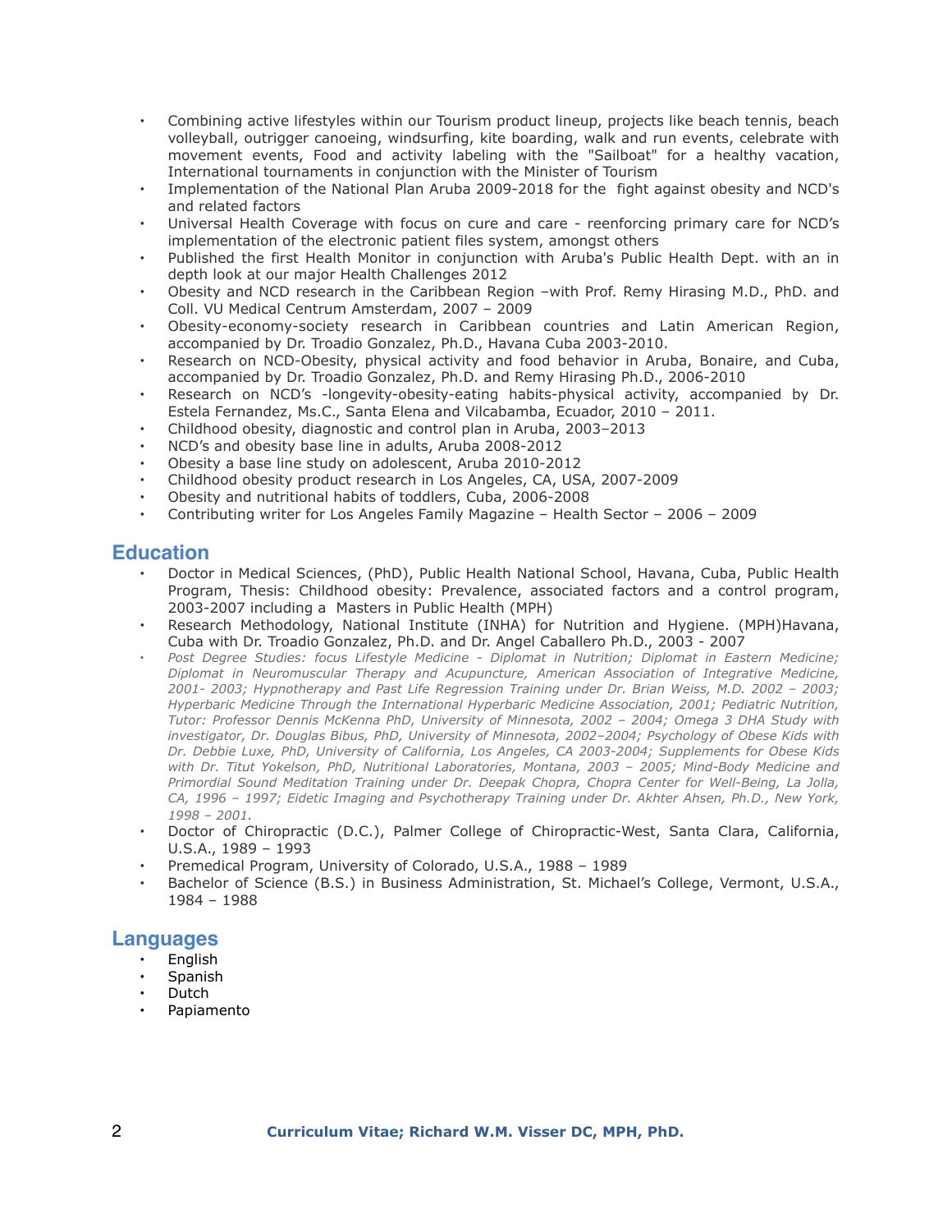- Combining active lifestyles within our Tourism product lineup, projects like beach tennis, beach volleyball, outrigger canoeing, windsurfing, kite boarding, walk and run events, celebrate with movement events, Food and activity labeling with the "Sailboat" for a healthy vacation, International tournaments in conjunction with the Minister of Tourism
- Implementation of the National Plan Aruba 2009-2018 for the fight against obesity and NCD's and related factors
- Universal Health Coverage with focus on cure and care - reenforcing primary care for NCD's implementation of the electronic patient files system, amongst others
- Published the first Health Monitor in conjunction with Aruba's Public Health Dept. with an in depth look at our major Health Challenges 2012
- Obesity and NCD research in the Caribbean Region –with Prof. Remy Hirasing M.D., PhD. and Coll. VU Medical Centrum Amsterdam, 2007 – 2009
- Obesity-economy-society research in Caribbean countries and Latin American Region, accompanied by Dr. Troadio Gonzalez, Ph.D., Havana Cuba 2003-2010.
- Research on NCD-Obesity, physical activity and food behavior in Aruba, Bonaire, and Cuba, accompanied by Dr. Troadio Gonzalez, Ph.D. and Remy Hirasing Ph.D., 2006-2010
- Research on NCD's -longevity-obesity-eating habits-physical activity, accompanied by Dr. Estela Fernandez, Ms.C., Santa Elena and Vilcabamba, Ecuador, 2010 – 2011.
- Childhood obesity, diagnostic and control plan in Aruba, 2003–2013
- NCD's and obesity base line in adults, Aruba 2008-2012
- Obesity a base line study on adolescent, Aruba 2010-2012
- Childhood obesity product research in Los Angeles, CA, USA, 2007-2009
- Obesity and nutritional habits of toddlers, Cuba, 2006-2008
- Contributing writer for Los Angeles Family Magazine – Health Sector – 2006 – 2009

## Education

- Doctor in Medical Sciences, (PhD), Public Health National School, Havana, Cuba, Public Health Program, Thesis: Childhood obesity: Prevalence, associated factors and a control program, 2003-2007 including a Masters in Public Health (MPH)
- Research Methodology, National Institute (INHA) for Nutrition and Hygiene. (MPH)Havana, Cuba with Dr. Troadio Gonzalez, Ph.D. and Dr. Angel Caballero Ph.D., 2003 - 2007
- *Post Degree Studies: focus Lifestyle Medicine - Diplomat in Nutrition; Diplomat in Eastern Medicine; Diplomat in Neuromuscular Therapy and Acupuncture, American Association of Integrative Medicine, 2001- 2003; Hypnotherapy and Past Life Regression Training under Dr. Brian Weiss, M.D. 2002 – 2003; Hyperbaric Medicine Through the International Hyperbaric Medicine Association, 2001; Pediatric Nutrition, Tutor: Professor Dennis McKenna PhD, University of Minnesota, 2002 – 2004; Omega 3 DHA Study with investigator, Dr. Douglas Bibus, PhD, University of Minnesota, 2002–2004; Psychology of Obese Kids with Dr. Debbie Luxe, PhD, University of California, Los Angeles, CA 2003-2004; Supplements for Obese Kids with Dr. Titut Yokelson, PhD, Nutritional Laboratories, Montana, 2003 – 2005; Mind-Body Medicine and Primordial Sound Meditation Training under Dr. Deepak Chopra, Chopra Center for Well-Being, La Jolla, CA, 1996 – 1997; Eidetic Imaging and Psychotherapy Training under Dr. Akhter Ahsen, Ph.D., New York, 1998 – 2001.*
- Doctor of Chiropractic (D.C.), Palmer College of Chiropractic-West, Santa Clara, California, U.S.A., 1989 – 1993
- Premedical Program, University of Colorado, U.S.A., 1988 – 1989
- Bachelor of Science (B.S.) in Business Administration, St. Michael's College, Vermont, U.S.A., 1984 – 1988

## Languages

- English
- Spanish
- Dutch
- Papiamento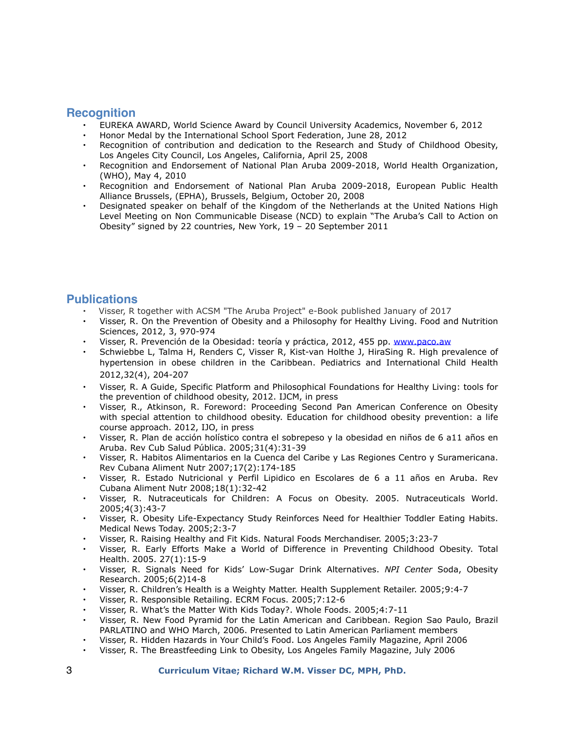## Recognition

- EUREKA AWARD, World Science Award by Council University Academics, November 6, 2012
- Honor Medal by the International School Sport Federation, June 28, 2012
- Recognition of contribution and dedication to the Research and Study of Childhood Obesity, Los Angeles City Council, Los Angeles, California, April 25, 2008
- Recognition and Endorsement of National Plan Aruba 2009-2018, World Health Organization, (WHO), May 4, 2010
- Recognition and Endorsement of National Plan Aruba 2009-2018, European Public Health Alliance Brussels, (EPHA), Brussels, Belgium, October 20, 2008
- Designated speaker on behalf of the Kingdom of the Netherlands at the United Nations High Level Meeting on Non Communicable Disease (NCD) to explain "The Aruba's Call to Action on Obesity" signed by 22 countries, New York, 19 – 20 September 2011

## Publications

- Visser, R together with ACSM "The Aruba Project" e-Book published January of 2017
- Visser, R. On the Prevention of Obesity and a Philosophy for Healthy Living. Food and Nutrition Sciences, 2012, 3, 970-974
- Visser, R. Prevención de la Obesidad: teoría y práctica, 2012, 455 pp. www.paco.aw
- Schwiebbe L, Talma H, Renders C, Visser R, Kist-van Holthe J, HiraSing R. High prevalence of hypertension in obese children in the Caribbean. Pediatrics and International Child Health 2012,32(4), 204-207
- Visser, R. A Guide, Specific Platform and Philosophical Foundations for Healthy Living: tools for the prevention of childhood obesity, 2012. IJCM, in press
- Visser, R., Atkinson, R. Foreword: Proceeding Second Pan American Conference on Obesity with special attention to childhood obesity. Education for childhood obesity prevention: a life course approach. 2012, IJO, in press
- Visser, R. Plan de acción holístico contra el sobrepeso y la obesidad en niños de 6 a11 años en Aruba. Rev Cub Salud Pública. 2005;31(4):31-39
- Visser, R. Habitos Alimentarios en la Cuenca del Caribe y Las Regiones Centro y Suramericana. Rev Cubana Aliment Nutr 2007;17(2):174-185
- Visser, R. Estado Nutricional y Perfil Lipidico en Escolares de 6 a 11 años en Aruba. Rev Cubana Aliment Nutr 2008;18(1):32-42
- Visser, R. Nutraceuticals for Children: A Focus on Obesity. 2005. Nutraceuticals World. 2005;4(3):43-7
- Visser, R. Obesity Life-Expectancy Study Reinforces Need for Healthier Toddler Eating Habits. Medical News Today. 2005;2:3-7
- Visser, R. Raising Healthy and Fit Kids. Natural Foods Merchandiser. 2005;3:23-7
- Visser, R. Early Efforts Make a World of Difference in Preventing Childhood Obesity. Total Health. 2005. 27(1):15-9
- Visser, R. Signals Need for Kids' Low-Sugar Drink Alternatives. *NPI Center* Soda, Obesity Research. 2005;6(2)14-8
- Visser, R. Children's Health is a Weighty Matter. Health Supplement Retailer. 2005;9:4-7
- Visser, R. Responsible Retailing. ECRM Focus. 2005;7:12-6
- Visser, R. What's the Matter With Kids Today?. Whole Foods. 2005;4:7-11
- Visser, R. New Food Pyramid for the Latin American and Caribbean. Region Sao Paulo, Brazil PARLATINO and WHO March, 2006. Presented to Latin American Parliament members
- Visser, R. Hidden Hazards in Your Child's Food. Los Angeles Family Magazine, April 2006
- Visser, R. The Breastfeeding Link to Obesity, Los Angeles Family Magazine, July 2006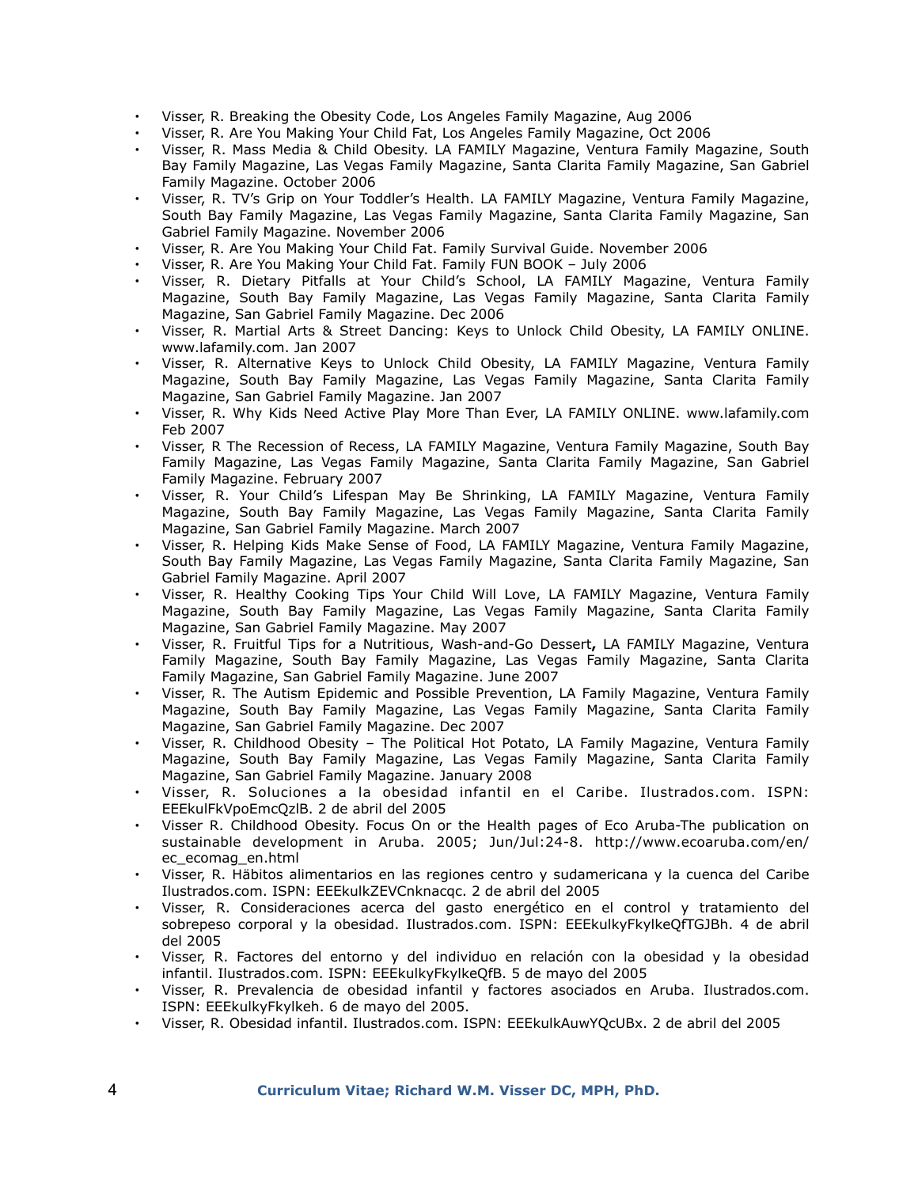- Visser, R. Breaking the Obesity Code, Los Angeles Family Magazine, Aug 2006
- Visser, R. Are You Making Your Child Fat, Los Angeles Family Magazine, Oct 2006
- Visser, R. Mass Media & Child Obesity. LA FAMILY Magazine, Ventura Family Magazine, South Bay Family Magazine, Las Vegas Family Magazine, Santa Clarita Family Magazine, San Gabriel Family Magazine. October 2006
- Visser, R. TV's Grip on Your Toddler's Health. LA FAMILY Magazine, Ventura Family Magazine, South Bay Family Magazine, Las Vegas Family Magazine, Santa Clarita Family Magazine, San Gabriel Family Magazine. November 2006
- Visser, R. Are You Making Your Child Fat. Family Survival Guide. November 2006
- Visser, R. Are You Making Your Child Fat. Family FUN BOOK – July 2006
- Visser, R. Dietary Pitfalls at Your Child's School, LA FAMILY Magazine, Ventura Family Magazine, South Bay Family Magazine, Las Vegas Family Magazine, Santa Clarita Family Magazine, San Gabriel Family Magazine. Dec 2006
- Visser, R. Martial Arts & Street Dancing: Keys to Unlock Child Obesity, LA FAMILY ONLINE. www.lafamily.com. Jan 2007
- Visser, R. Alternative Keys to Unlock Child Obesity, LA FAMILY Magazine, Ventura Family Magazine, South Bay Family Magazine, Las Vegas Family Magazine, Santa Clarita Family Magazine, San Gabriel Family Magazine. Jan 2007
- Visser, R. Why Kids Need Active Play More Than Ever, LA FAMILY ONLINE. www.lafamily.com Feb 2007
- Visser, R The Recession of Recess, LA FAMILY Magazine, Ventura Family Magazine, South Bay Family Magazine, Las Vegas Family Magazine, Santa Clarita Family Magazine, San Gabriel Family Magazine. February 2007
- Visser, R. Your Child's Lifespan May Be Shrinking, LA FAMILY Magazine, Ventura Family Magazine, South Bay Family Magazine, Las Vegas Family Magazine, Santa Clarita Family Magazine, San Gabriel Family Magazine. March 2007
- Visser, R. Helping Kids Make Sense of Food, LA FAMILY Magazine, Ventura Family Magazine, South Bay Family Magazine, Las Vegas Family Magazine, Santa Clarita Family Magazine, San Gabriel Family Magazine. April 2007
- Visser, R. Healthy Cooking Tips Your Child Will Love, LA FAMILY Magazine, Ventura Family Magazine, South Bay Family Magazine, Las Vegas Family Magazine, Santa Clarita Family Magazine, San Gabriel Family Magazine. May 2007
- Visser, R. Fruitful Tips for a Nutritious, Wash-and-Go Dessert**,** LA FAMILY Magazine, Ventura Family Magazine, South Bay Family Magazine, Las Vegas Family Magazine, Santa Clarita Family Magazine, San Gabriel Family Magazine. June 2007
- Visser, R. The Autism Epidemic and Possible Prevention, LA Family Magazine, Ventura Family Magazine, South Bay Family Magazine, Las Vegas Family Magazine, Santa Clarita Family Magazine, San Gabriel Family Magazine. Dec 2007
- Visser, R. Childhood Obesity – The Political Hot Potato, LA Family Magazine, Ventura Family Magazine, South Bay Family Magazine, Las Vegas Family Magazine, Santa Clarita Family Magazine, San Gabriel Family Magazine. January 2008
- Visser, R. Soluciones a la obesidad infantil en el Caribe. Ilustrados.com. ISPN: EEEkulFkVpoEmcQzlB. 2 de abril del 2005
- Visser R. Childhood Obesity. Focus On or the Health pages of Eco Aruba-The publication on sustainable development in Aruba. 2005; Jun/Jul:24-8. http://www.ecoaruba.com/en/ec_ecomag_en.html
- Visser, R. Häbitos alimentarios en las regiones centro y sudamericana y la cuenca del Caribe Ilustrados.com. ISPN: EEEkulkZEVCnknacqc. 2 de abril del 2005
- Visser, R. Consideraciones acerca del gasto energético en el control y tratamiento del sobrepeso corporal y la obesidad. Ilustrados.com. ISPN: EEEkulkyFkylkeQfTGJBh. 4 de abril del 2005
- Visser, R. Factores del entorno y del individuo en relación con la obesidad y la obesidad infantil. Ilustrados.com. ISPN: EEEkulkyFkylkeQfB. 5 de mayo del 2005
- Visser, R. Prevalencia de obesidad infantil y factores asociados en Aruba. Ilustrados.com. ISPN: EEEkulkyFkylkeh. 6 de mayo del 2005.
- Visser, R. Obesidad infantil. Ilustrados.com. ISPN: EEEkulkAuwYQcUBx. 2 de abril del 2005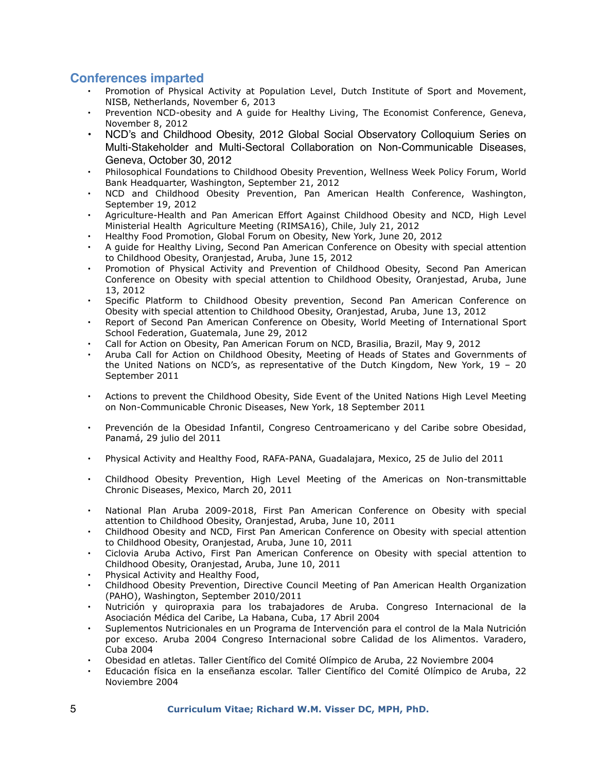## Conferences imparted

- Promotion of Physical Activity at Population Level, Dutch Institute of Sport and Movement, NISB, Netherlands, November 6, 2013
- Prevention NCD-obesity and A guide for Healthy Living, The Economist Conference, Geneva, November 8, 2012
- NCD's and Childhood Obesity, 2012 Global Social Observatory Colloquium Series on Multi-Stakeholder and Multi-Sectoral Collaboration on Non-Communicable Diseases, Geneva, October 30, 2012
- Philosophical Foundations to Childhood Obesity Prevention, Wellness Week Policy Forum, World Bank Headquarter, Washington, September 21, 2012
- NCD and Childhood Obesity Prevention, Pan American Health Conference, Washington, September 19, 2012
- Agriculture-Health and Pan American Effort Against Childhood Obesity and NCD, High Level Ministerial Health Agriculture Meeting (RIMSA16), Chile, July 21, 2012
- Healthy Food Promotion, Global Forum on Obesity, New York, June 20, 2012
- A guide for Healthy Living, Second Pan American Conference on Obesity with special attention to Childhood Obesity, Oranjestad, Aruba, June 15, 2012
- Promotion of Physical Activity and Prevention of Childhood Obesity, Second Pan American Conference on Obesity with special attention to Childhood Obesity, Oranjestad, Aruba, June 13, 2012
- Specific Platform to Childhood Obesity prevention, Second Pan American Conference on Obesity with special attention to Childhood Obesity, Oranjestad, Aruba, June 13, 2012
- Report of Second Pan American Conference on Obesity, World Meeting of International Sport School Federation, Guatemala, June 29, 2012
- Call for Action on Obesity, Pan American Forum on NCD, Brasilia, Brazil, May 9, 2012
- Aruba Call for Action on Childhood Obesity, Meeting of Heads of States and Governments of the United Nations on NCD's, as representative of the Dutch Kingdom, New York, 19 – 20 September 2011
- Actions to prevent the Childhood Obesity, Side Event of the United Nations High Level Meeting on Non-Communicable Chronic Diseases, New York, 18 September 2011
- Prevención de la Obesidad Infantil, Congreso Centroamericano y del Caribe sobre Obesidad, Panamá, 29 julio del 2011
- Physical Activity and Healthy Food, RAFA-PANA, Guadalajara, Mexico, 25 de Julio del 2011
- Childhood Obesity Prevention, High Level Meeting of the Americas on Non-transmittable Chronic Diseases, Mexico, March 20, 2011
- National Plan Aruba 2009-2018, First Pan American Conference on Obesity with special attention to Childhood Obesity, Oranjestad, Aruba, June 10, 2011
- Childhood Obesity and NCD, First Pan American Conference on Obesity with special attention to Childhood Obesity, Oranjestad, Aruba, June 10, 2011
- Ciclovia Aruba Activo, First Pan American Conference on Obesity with special attention to Childhood Obesity, Oranjestad, Aruba, June 10, 2011
- Physical Activity and Healthy Food,
- Childhood Obesity Prevention, Directive Council Meeting of Pan American Health Organization (PAHO), Washington, September 2010/2011
- Nutrición y quiropraxia para los trabajadores de Aruba. Congreso Internacional de la Asociación Médica del Caribe, La Habana, Cuba, 17 Abril 2004
- Suplementos Nutricionales en un Programa de Intervención para el control de la Mala Nutrición por exceso. Aruba 2004 Congreso Internacional sobre Calidad de los Alimentos. Varadero, Cuba 2004
- Obesidad en atletas. Taller Científico del Comité Olímpico de Aruba, 22 Noviembre 2004
- Educación física en la enseñanza escolar. Taller Científico del Comité Olímpico de Aruba, 22 Noviembre 2004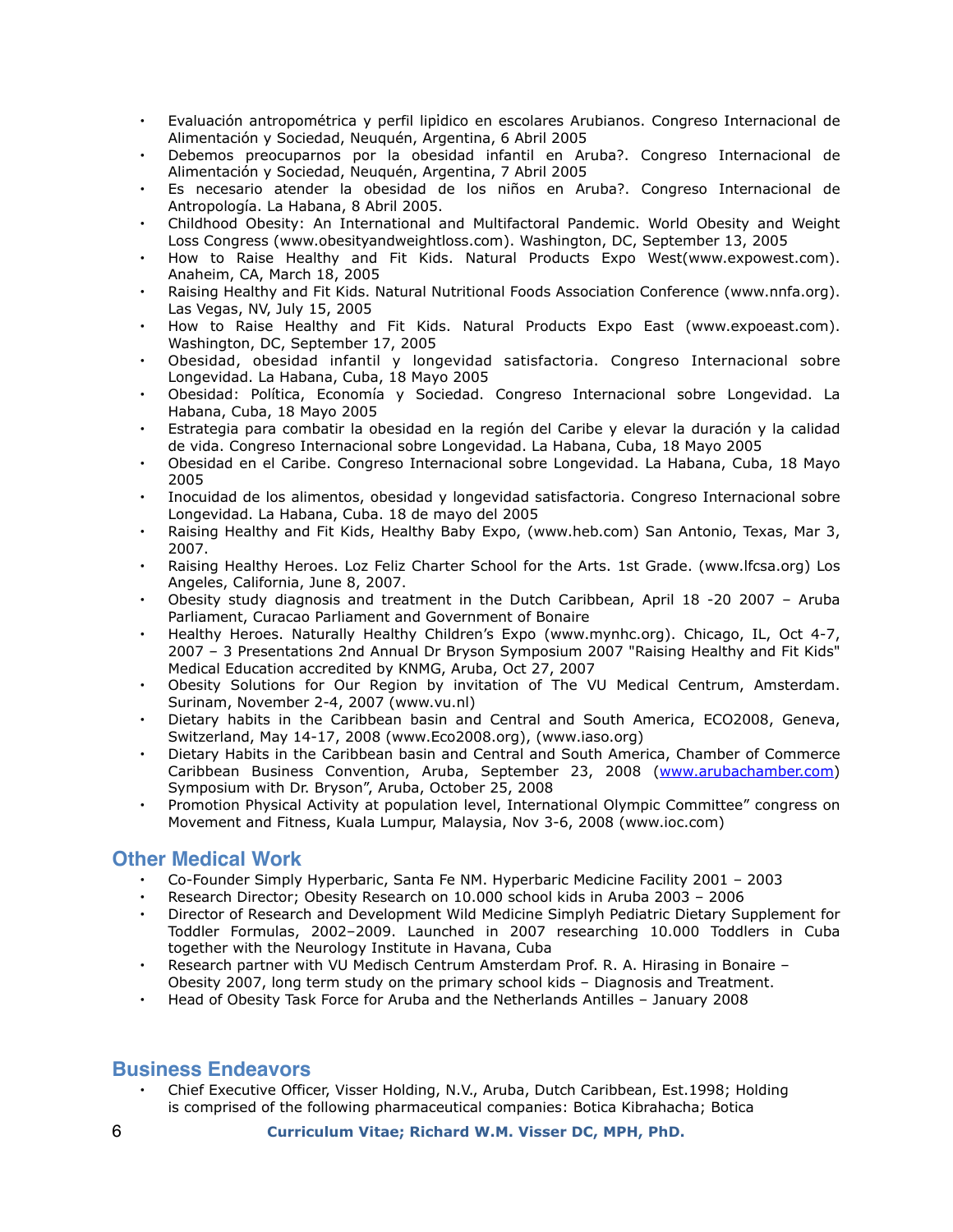- Evaluación antropométrica y perfil lipidico en escolares Arubianos. Congreso Internacional de Alimentación y Sociedad, Neuquén, Argentina, 6 Abril 2005
- Debemos preocuparnos por la obesidad infantil en Aruba?. Congreso Internacional de Alimentación y Sociedad, Neuquén, Argentina, 7 Abril 2005
- Es necesario atender la obesidad de los niños en Aruba?. Congreso Internacional de Antropología. La Habana, 8 Abril 2005.
- Childhood Obesity: An International and Multifactoral Pandemic. World Obesity and Weight Loss Congress (www.obesityandweightloss.com). Washington, DC, September 13, 2005
- How to Raise Healthy and Fit Kids. Natural Products Expo West(www.expowest.com). Anaheim, CA, March 18, 2005
- Raising Healthy and Fit Kids. Natural Nutritional Foods Association Conference (www.nnfa.org). Las Vegas, NV, July 15, 2005
- How to Raise Healthy and Fit Kids. Natural Products Expo East (www.expoeast.com). Washington, DC, September 17, 2005
- Obesidad, obesidad infantil y longevidad satisfactoria. Congreso Internacional sobre Longevidad. La Habana, Cuba, 18 Mayo 2005
- Obesidad: Política, Economía y Sociedad. Congreso Internacional sobre Longevidad. La Habana, Cuba, 18 Mayo 2005
- Estrategia para combatir la obesidad en la región del Caribe y elevar la duración y la calidad de vida. Congreso Internacional sobre Longevidad. La Habana, Cuba, 18 Mayo 2005
- Obesidad en el Caribe. Congreso Internacional sobre Longevidad. La Habana, Cuba, 18 Mayo 2005
- Inocuidad de los alimentos, obesidad y longevidad satisfactoria. Congreso Internacional sobre Longevidad. La Habana, Cuba. 18 de mayo del 2005
- Raising Healthy and Fit Kids, Healthy Baby Expo, (www.heb.com) San Antonio, Texas, Mar 3, 2007.
- Raising Healthy Heroes. Loz Feliz Charter School for the Arts. 1st Grade. (www.lfcsa.org) Los Angeles, California, June 8, 2007.
- Obesity study diagnosis and treatment in the Dutch Caribbean, April 18 -20 2007 – Aruba Parliament, Curacao Parliament and Government of Bonaire
- Healthy Heroes. Naturally Healthy Children's Expo (www.mynhc.org). Chicago, IL, Oct 4-7, 2007 – 3 Presentations 2nd Annual Dr Bryson Symposium 2007 "Raising Healthy and Fit Kids" Medical Education accredited by KNMG, Aruba, Oct 27, 2007
- Obesity Solutions for Our Region by invitation of The VU Medical Centrum, Amsterdam. Surinam, November 2-4, 2007 (www.vu.nl)
- Dietary habits in the Caribbean basin and Central and South America, ECO2008, Geneva, Switzerland, May 14-17, 2008 (www.Eco2008.org), (www.iaso.org)
- Dietary Habits in the Caribbean basin and Central and South America, Chamber of Commerce Caribbean Business Convention, Aruba, September 23, 2008 (www.arubachamber.com) Symposium with Dr. Bryson", Aruba, October 25, 2008
- Promotion Physical Activity at population level, International Olympic Committee" congress on Movement and Fitness, Kuala Lumpur, Malaysia, Nov 3-6, 2008 (www.ioc.com)

## Other Medical Work

- Co-Founder Simply Hyperbaric, Santa Fe NM. Hyperbaric Medicine Facility 2001 – 2003
- Research Director; Obesity Research on 10.000 school kids in Aruba 2003 – 2006
- Director of Research and Development Wild Medicine Simplyh Pediatric Dietary Supplement for Toddler Formulas, 2002–2009. Launched in 2007 researching 10.000 Toddlers in Cuba together with the Neurology Institute in Havana, Cuba
- Research partner with VU Medisch Centrum Amsterdam Prof. R. A. Hirasing in Bonaire – Obesity 2007, long term study on the primary school kids – Diagnosis and Treatment.
- Head of Obesity Task Force for Aruba and the Netherlands Antilles – January 2008

## Business Endeavors

- Chief Executive Officer, Visser Holding, N.V., Aruba, Dutch Caribbean, Est.1998; Holding is comprised of the following pharmaceutical companies: Botica Kibrahacha; Botica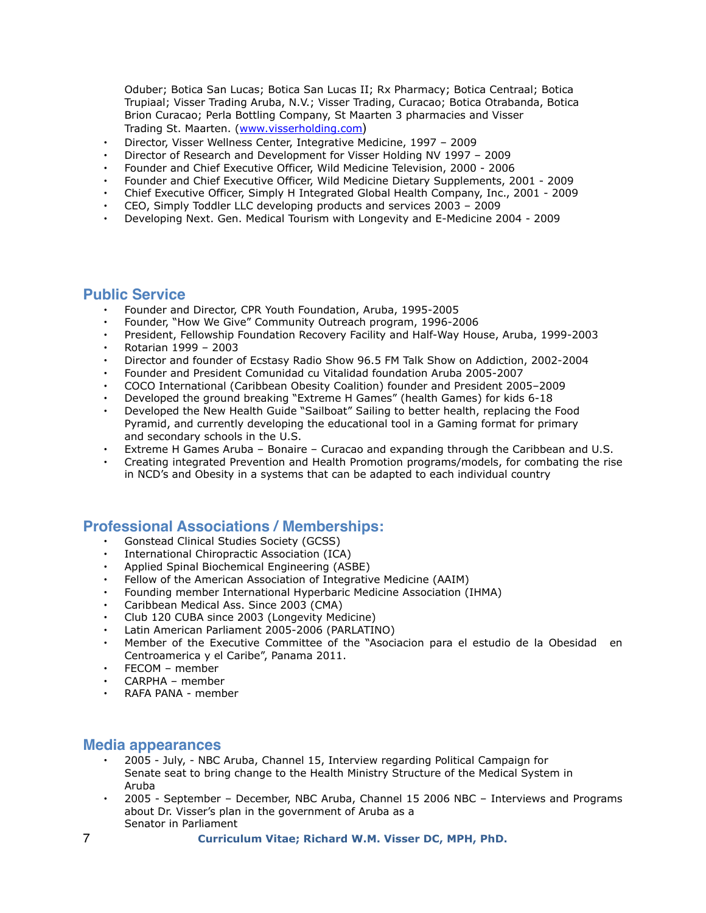Oduber; Botica San Lucas; Botica San Lucas II; Rx Pharmacy; Botica Centraal; Botica Trupiaal; Visser Trading Aruba, N.V.; Visser Trading, Curacao; Botica Otrabanda, Botica Brion Curacao; Perla Bottling Company, St Maarten 3 pharmacies and Visser Trading St. Maarten. (www.visserholding.com)

- Director, Visser Wellness Center, Integrative Medicine, 1997 – 2009
- Director of Research and Development for Visser Holding NV 1997 – 2009
- Founder and Chief Executive Officer, Wild Medicine Television, 2000 - 2006
- Founder and Chief Executive Officer, Wild Medicine Dietary Supplements, 2001 - 2009
- Chief Executive Officer, Simply H Integrated Global Health Company, Inc., 2001 - 2009
- CEO, Simply Toddler LLC developing products and services 2003 – 2009
- Developing Next. Gen. Medical Tourism with Longevity and E-Medicine 2004 - 2009

## Public Service

- Founder and Director, CPR Youth Foundation, Aruba, 1995-2005
- Founder, "How We Give" Community Outreach program, 1996-2006
- President, Fellowship Foundation Recovery Facility and Half-Way House, Aruba, 1999-2003
- Rotarian 1999 – 2003
- Director and founder of Ecstasy Radio Show 96.5 FM Talk Show on Addiction, 2002-2004
- Founder and President Comunidad cu Vitalidad foundation Aruba 2005-2007
- COCO International (Caribbean Obesity Coalition) founder and President 2005–2009
- Developed the ground breaking "Extreme H Games" (health Games) for kids 6-18
- Developed the New Health Guide "Sailboat" Sailing to better health, replacing the Food Pyramid, and currently developing the educational tool in a Gaming format for primary and secondary schools in the U.S.
- Extreme H Games Aruba – Bonaire – Curacao and expanding through the Caribbean and U.S.
- Creating integrated Prevention and Health Promotion programs/models, for combating the rise in NCD's and Obesity in a systems that can be adapted to each individual country

## Professional Associations / Memberships:

- Gonstead Clinical Studies Society (GCSS)
- International Chiropractic Association (ICA)
- Applied Spinal Biochemical Engineering (ASBE)
- Fellow of the American Association of Integrative Medicine (AAIM)
- Founding member International Hyperbaric Medicine Association (IHMA)
- Caribbean Medical Ass. Since 2003 (CMA)
- Club 120 CUBA since 2003 (Longevity Medicine)
- Latin American Parliament 2005-2006 (PARLATINO)
- Member of the Executive Committee of the "Asociacion para el estudio de la Obesidad en Centroamerica y el Caribe", Panama 2011.
- FECOM – member
- CARPHA – member
- RAFA PANA - member

## Media appearances

- 2005 - July, - NBC Aruba, Channel 15, Interview regarding Political Campaign for Senate seat to bring change to the Health Ministry Structure of the Medical System in Aruba
- 2005 - September – December, NBC Aruba, Channel 15 2006 NBC – Interviews and Programs about Dr. Visser's plan in the government of Aruba as a Senator in Parliament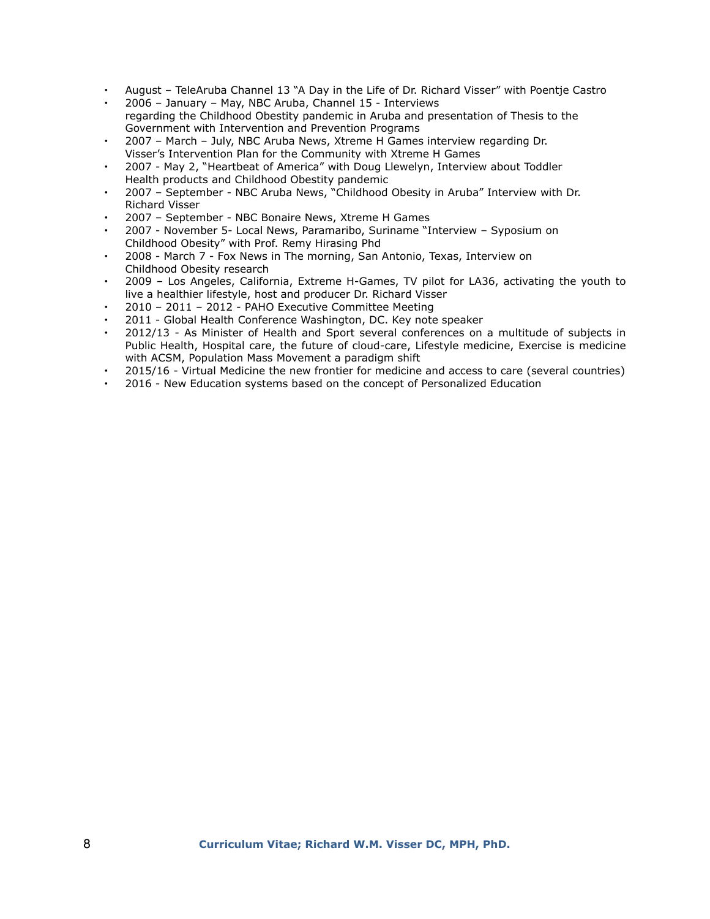- August – TeleAruba Channel 13 "A Day in the Life of Dr. Richard Visser" with Poentje Castro
- 2006 – January – May, NBC Aruba, Channel 15 - Interviews regarding the Childhood Obestity pandemic in Aruba and presentation of Thesis to the Government with Intervention and Prevention Programs
- 2007 – March – July, NBC Aruba News, Xtreme H Games interview regarding Dr. Visser's Intervention Plan for the Community with Xtreme H Games
- 2007 - May 2, "Heartbeat of America" with Doug Llewelyn, Interview about Toddler Health products and Childhood Obestity pandemic
- 2007 – September - NBC Aruba News, "Childhood Obesity in Aruba" Interview with Dr. Richard Visser
- 2007 – September - NBC Bonaire News, Xtreme H Games
- 2007 - November 5- Local News, Paramaribo, Suriname "Interview – Syposium on Childhood Obesity" with Prof. Remy Hirasing Phd
- 2008 - March 7 - Fox News in The morning, San Antonio, Texas, Interview on Childhood Obesity research
- 2009 – Los Angeles, California, Extreme H-Games, TV pilot for LA36, activating the youth to live a healthier lifestyle, host and producer Dr. Richard Visser
- 2010 – 2011 – 2012 - PAHO Executive Committee Meeting
- 2011 - Global Health Conference Washington, DC. Key note speaker
- 2012/13 - As Minister of Health and Sport several conferences on a multitude of subjects in Public Health, Hospital care, the future of cloud-care, Lifestyle medicine, Exercise is medicine with ACSM, Population Mass Movement a paradigm shift
- 2015/16 - Virtual Medicine the new frontier for medicine and access to care (several countries)
- 2016 - New Education systems based on the concept of Personalized Education